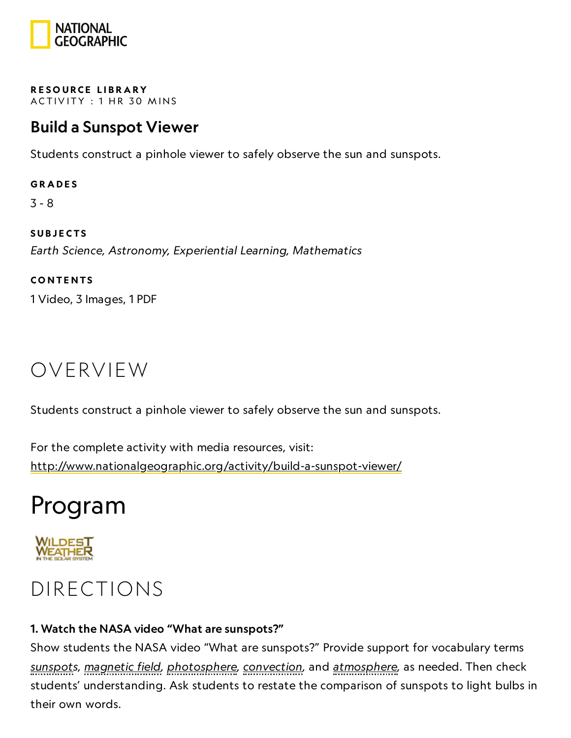**RESOURCE LIBRARY**
ACTIVITY : 1 HR 30 MINS

## Build a Sunspot Viewer

Students construct a pinhole viewer to safely observe the sun and sunspots.

**GRADES**

3 - 8

**SUBJECTS**

*Earth Science, Astronomy, Experiential Learning, Mathematics*

**CONTENTS**

1 Video, 3 Images, 1 PDF

# OVERVIEW

Students construct a pinhole viewer to safely observe the sun and sunspots.

For the complete activity with media resources, visit:
http://www.nationalgeographic.org/activity/build-a-sunspot-viewer/

# Program

WILDEST WEATHER IN THE SOLAR SYSTEM

# DIRECTIONS

**1. Watch the NASA video "What are sunspots?"**

Show students the NASA video "What are sunspots?" Provide support for vocabulary terms *sunspots*, *magnetic field*, *photosphere*, *convection*, and *atmosphere*, as needed. Then check students' understanding. Ask students to restate the comparison of sunspots to light bulbs in their own words.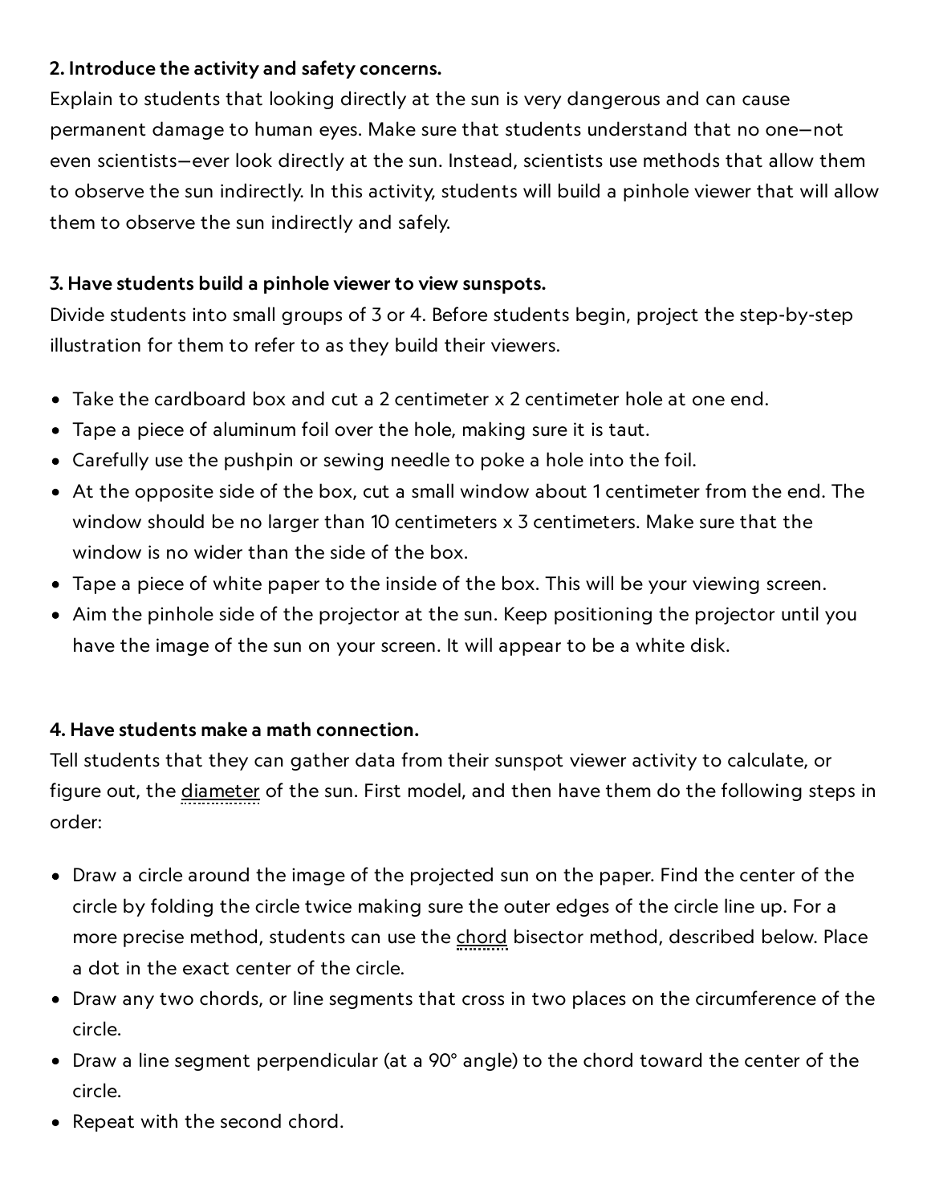**2. Introduce the activity and safety concerns.**

Explain to students that looking directly at the sun is very dangerous and can cause permanent damage to human eyes. Make sure that students understand that no one—not even scientists—ever look directly at the sun. Instead, scientists use methods that allow them to observe the sun indirectly. In this activity, students will build a pinhole viewer that will allow them to observe the sun indirectly and safely.

**3. Have students build a pinhole viewer to view sunspots.**

Divide students into small groups of 3 or 4. Before students begin, project the step-by-step illustration for them to refer to as they build their viewers.

- Take the cardboard box and cut a 2 centimeter x 2 centimeter hole at one end.
- Tape a piece of aluminum foil over the hole, making sure it is taut.
- Carefully use the pushpin or sewing needle to poke a hole into the foil.
- At the opposite side of the box, cut a small window about 1 centimeter from the end. The window should be no larger than 10 centimeters x 3 centimeters. Make sure that the window is no wider than the side of the box.
- Tape a piece of white paper to the inside of the box. This will be your viewing screen.
- Aim the pinhole side of the projector at the sun. Keep positioning the projector until you have the image of the sun on your screen. It will appear to be a white disk.

**4. Have students make a math connection.**

Tell students that they can gather data from their sunspot viewer activity to calculate, or figure out, the diameter of the sun. First model, and then have them do the following steps in order:

- Draw a circle around the image of the projected sun on the paper. Find the center of the circle by folding the circle twice making sure the outer edges of the circle line up. For a more precise method, students can use the chord bisector method, described below. Place a dot in the exact center of the circle.
- Draw any two chords, or line segments that cross in two places on the circumference of the circle.
- Draw a line segment perpendicular (at a 90° angle) to the chord toward the center of the circle.
- Repeat with the second chord.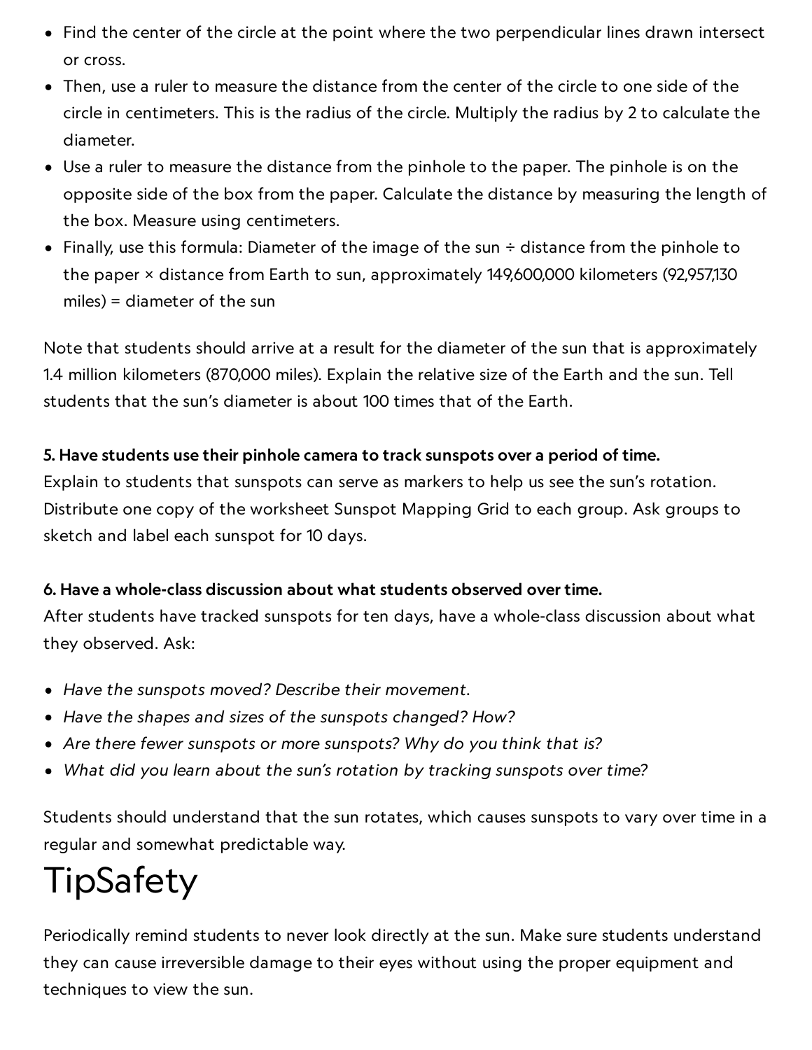- Find the center of the circle at the point where the two perpendicular lines drawn intersect or cross.
- Then, use a ruler to measure the distance from the center of the circle to one side of the circle in centimeters. This is the radius of the circle. Multiply the radius by 2 to calculate the diameter.
- Use a ruler to measure the distance from the pinhole to the paper. The pinhole is on the opposite side of the box from the paper. Calculate the distance by measuring the length of the box. Measure using centimeters.
- Finally, use this formula: Diameter of the image of the sun ÷ distance from the pinhole to the paper × distance from Earth to sun, approximately 149,600,000 kilometers (92,957,130 miles) = diameter of the sun

Note that students should arrive at a result for the diameter of the sun that is approximately 1.4 million kilometers (870,000 miles). Explain the relative size of the Earth and the sun. Tell students that the sun's diameter is about 100 times that of the Earth.

**5. Have students use their pinhole camera to track sunspots over a period of time.**
Explain to students that sunspots can serve as markers to help us see the sun's rotation. Distribute one copy of the worksheet Sunspot Mapping Grid to each group. Ask groups to sketch and label each sunspot for 10 days.

**6. Have a whole-class discussion about what students observed over time.**
After students have tracked sunspots for ten days, have a whole-class discussion about what they observed. Ask:

- *Have the sunspots moved? Describe their movement.*
- *Have the shapes and sizes of the sunspots changed? How?*
- *Are there fewer sunspots or more sunspots? Why do you think that is?*
- *What did you learn about the sun's rotation by tracking sunspots over time?*

Students should understand that the sun rotates, which causes sunspots to vary over time in a regular and somewhat predictable way.

# TipSafety

Periodically remind students to never look directly at the sun. Make sure students understand they can cause irreversible damage to their eyes without using the proper equipment and techniques to view the sun.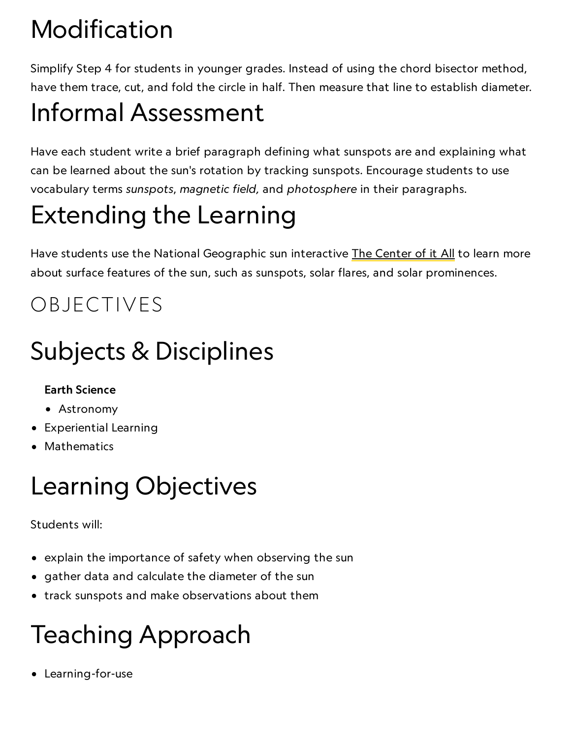# Modification

Simplify Step 4 for students in younger grades. Instead of using the chord bisector method, have them trace, cut, and fold the circle in half. Then measure that line to establish diameter.

# Informal Assessment

Have each student write a brief paragraph defining what sunspots are and explaining what can be learned about the sun's rotation by tracking sunspots. Encourage students to use vocabulary terms *sunspots*, *magnetic field,* and *photosphere* in their paragraphs.

# Extending the Learning

Have students use the National Geographic sun interactive The Center of it All to learn more about surface features of the sun, such as sunspots, solar flares, and solar prominences.

## OBJECTIVES

# Subjects & Disciplines

- **Earth Science**
  - Astronomy
- Experiential Learning
- Mathematics

# Learning Objectives

Students will:

- explain the importance of safety when observing the sun
- gather data and calculate the diameter of the sun
- track sunspots and make observations about them

# Teaching Approach

- Learning-for-use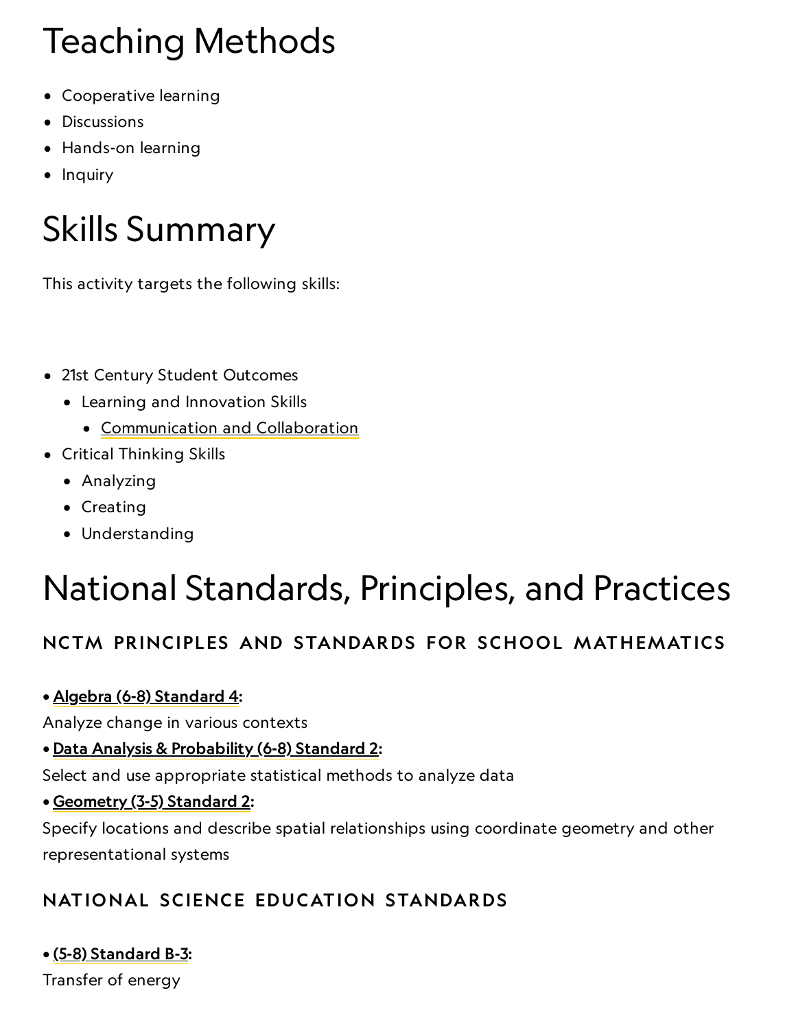# Teaching Methods

- Cooperative learning
- Discussions
- Hands-on learning
- Inquiry

# Skills Summary

This activity targets the following skills:

- 21st Century Student Outcomes
  - Learning and Innovation Skills
    - Communication and Collaboration
- Critical Thinking Skills
  - Analyzing
  - Creating
  - Understanding

# National Standards, Principles, and Practices

### NCTM PRINCIPLES AND STANDARDS FOR SCHOOL MATHEMATICS

• **Algebra (6-8) Standard 4:**
Analyze change in various contexts
• **Data Analysis & Probability (6-8) Standard 2:**
Select and use appropriate statistical methods to analyze data
• **Geometry (3-5) Standard 2:**
Specify locations and describe spatial relationships using coordinate geometry and other representational systems

### NATIONAL SCIENCE EDUCATION STANDARDS

• **(5-8) Standard B-3:**
Transfer of energy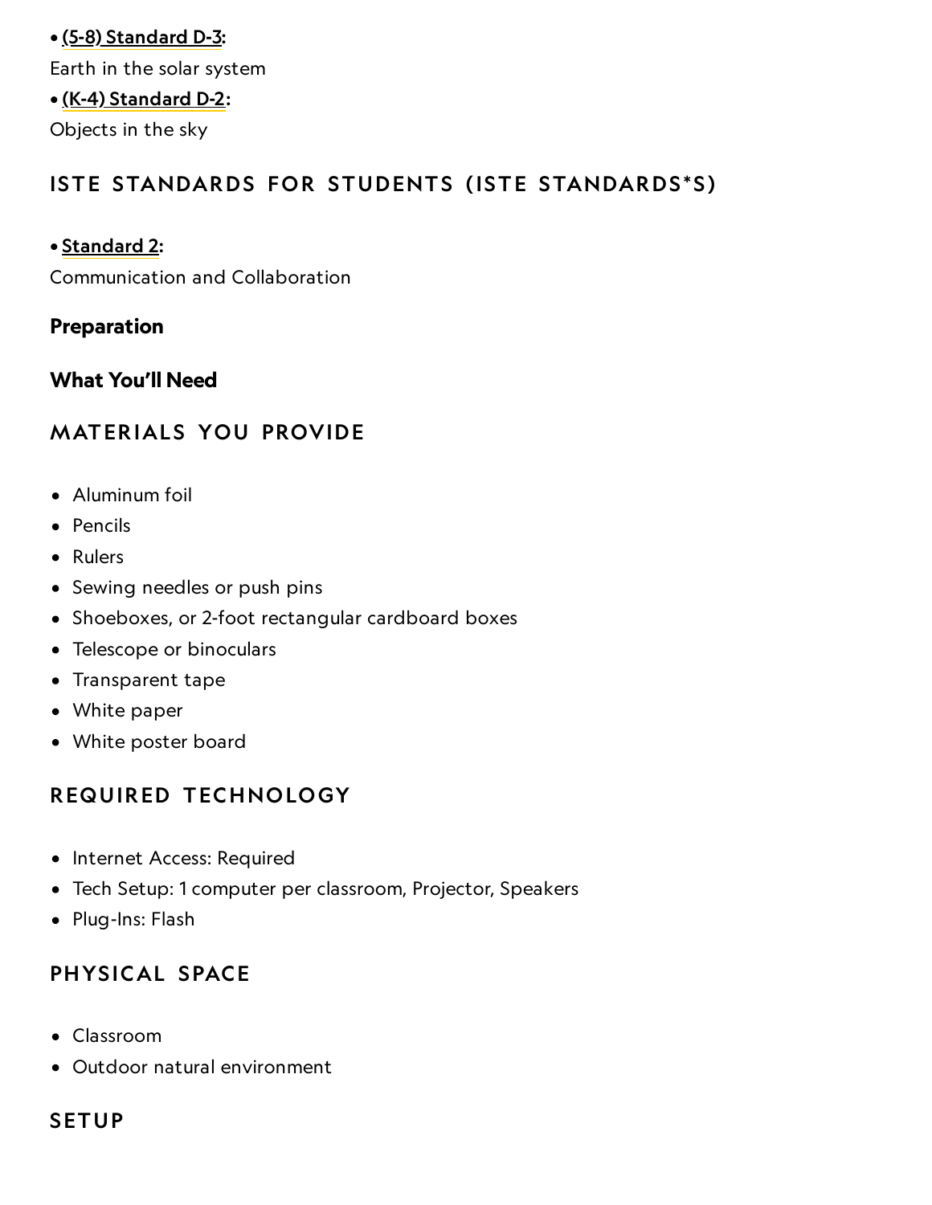- **(5-8) Standard D-3**:

Earth in the solar system

- **(K-4) Standard D-2**:

Objects in the sky

### ISTE STANDARDS FOR STUDENTS (ISTE STANDARDS*S)

- **Standard 2**:

Communication and Collaboration

## Preparation

## What You'll Need

### MATERIALS YOU PROVIDE

- Aluminum foil
- Pencils
- Rulers
- Sewing needles or push pins
- Shoeboxes, or 2-foot rectangular cardboard boxes
- Telescope or binoculars
- Transparent tape
- White paper
- White poster board

### REQUIRED TECHNOLOGY

- Internet Access: Required
- Tech Setup: 1 computer per classroom, Projector, Speakers
- Plug-Ins: Flash

### PHYSICAL SPACE

- Classroom
- Outdoor natural environment

### SETUP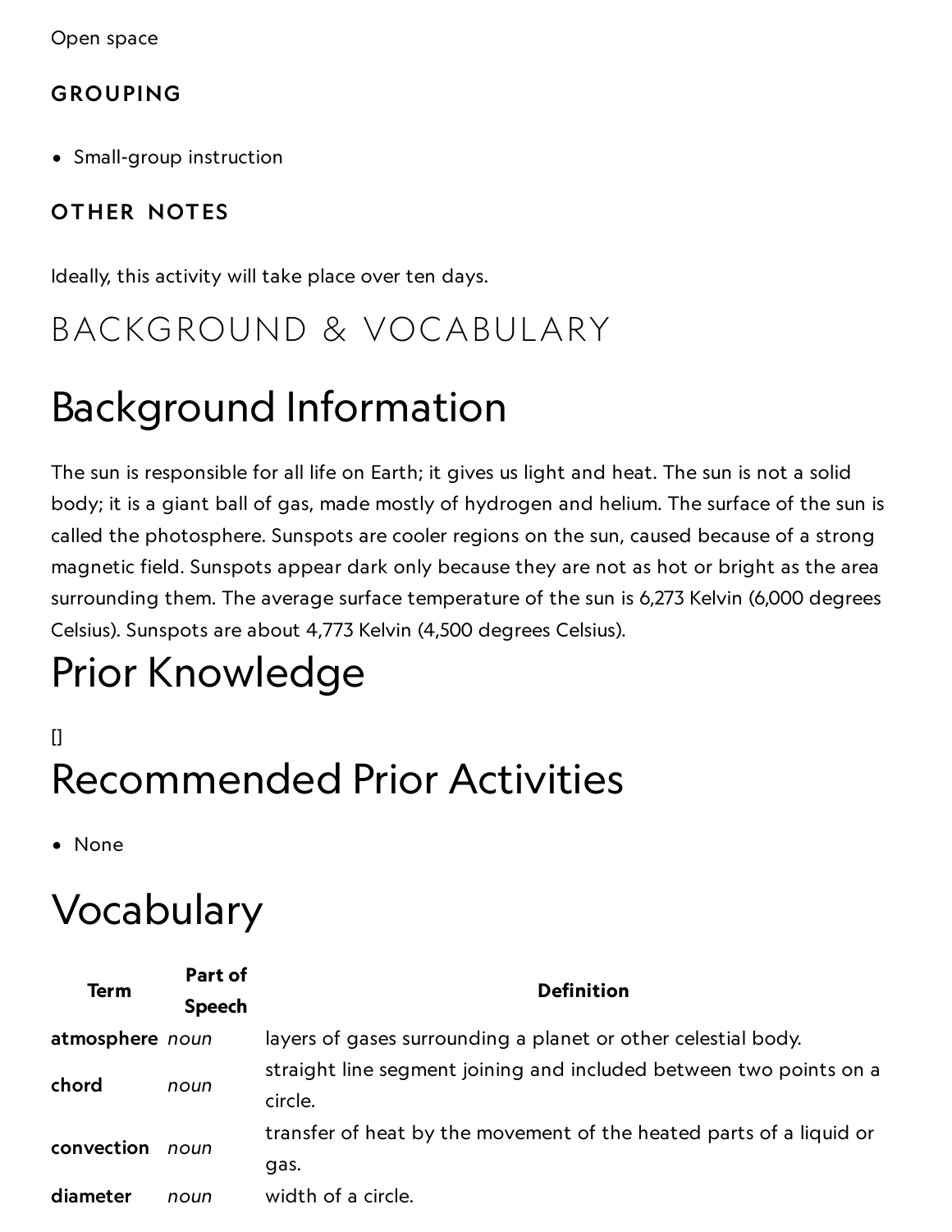Open space

### GROUPING

- Small-group instruction

### OTHER NOTES

Ideally, this activity will take place over ten days.

# BACKGROUND & VOCABULARY

## Background Information

The sun is responsible for all life on Earth; it gives us light and heat. The sun is not a solid body; it is a giant ball of gas, made mostly of hydrogen and helium. The surface of the sun is called the photosphere. Sunspots are cooler regions on the sun, caused because of a strong magnetic field. Sunspots appear dark only because they are not as hot or bright as the area surrounding them. The average surface temperature of the sun is 6,273 Kelvin (6,000 degrees Celsius). Sunspots are about 4,773 Kelvin (4,500 degrees Celsius).

## Prior Knowledge

[]

## Recommended Prior Activities

- None

## Vocabulary

| Term | Part of Speech | Definition |
|---|---|---|
| **atmosphere** | *noun* | layers of gases surrounding a planet or other celestial body. |
| **chord** | *noun* | straight line segment joining and included between two points on a circle. |
| **convection** | *noun* | transfer of heat by the movement of the heated parts of a liquid or gas. |
| **diameter** | *noun* | width of a circle. |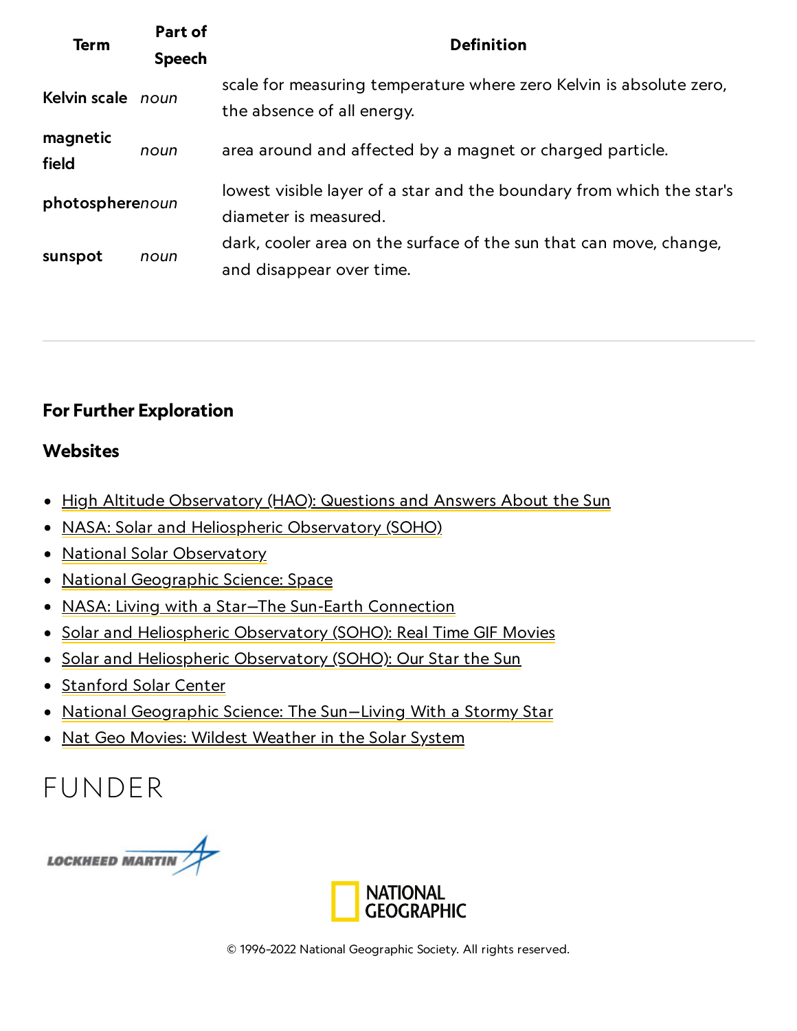| Term | Part of Speech | Definition |
| --- | --- | --- |
| **Kelvin scale** | *noun* | scale for measuring temperature where zero Kelvin is absolute zero, the absence of all energy. |
| **magnetic field** | *noun* | area around and affected by a magnet or charged particle. |
| **photosphere** | *noun* | lowest visible layer of a star and the boundary from which the star's diameter is measured. |
| **sunspot** | *noun* | dark, cooler area on the surface of the sun that can move, change, and disappear over time. |

---

## For Further Exploration

### Websites

- High Altitude Observatory (HAO): Questions and Answers About the Sun
- NASA: Solar and Heliospheric Observatory (SOHO)
- National Solar Observatory
- National Geographic Science: Space
- NASA: Living with a Star—The Sun-Earth Connection
- Solar and Heliospheric Observatory (SOHO): Real Time GIF Movies
- Solar and Heliospheric Observatory (SOHO): Our Star the Sun
- Stanford Solar Center
- National Geographic Science: The Sun—Living With a Stormy Star
- Nat Geo Movies: Wildest Weather in the Solar System

## FUNDER

LOCKHEED MARTIN

NATIONAL GEOGRAPHIC

© 1996–2022 National Geographic Society. All rights reserved.